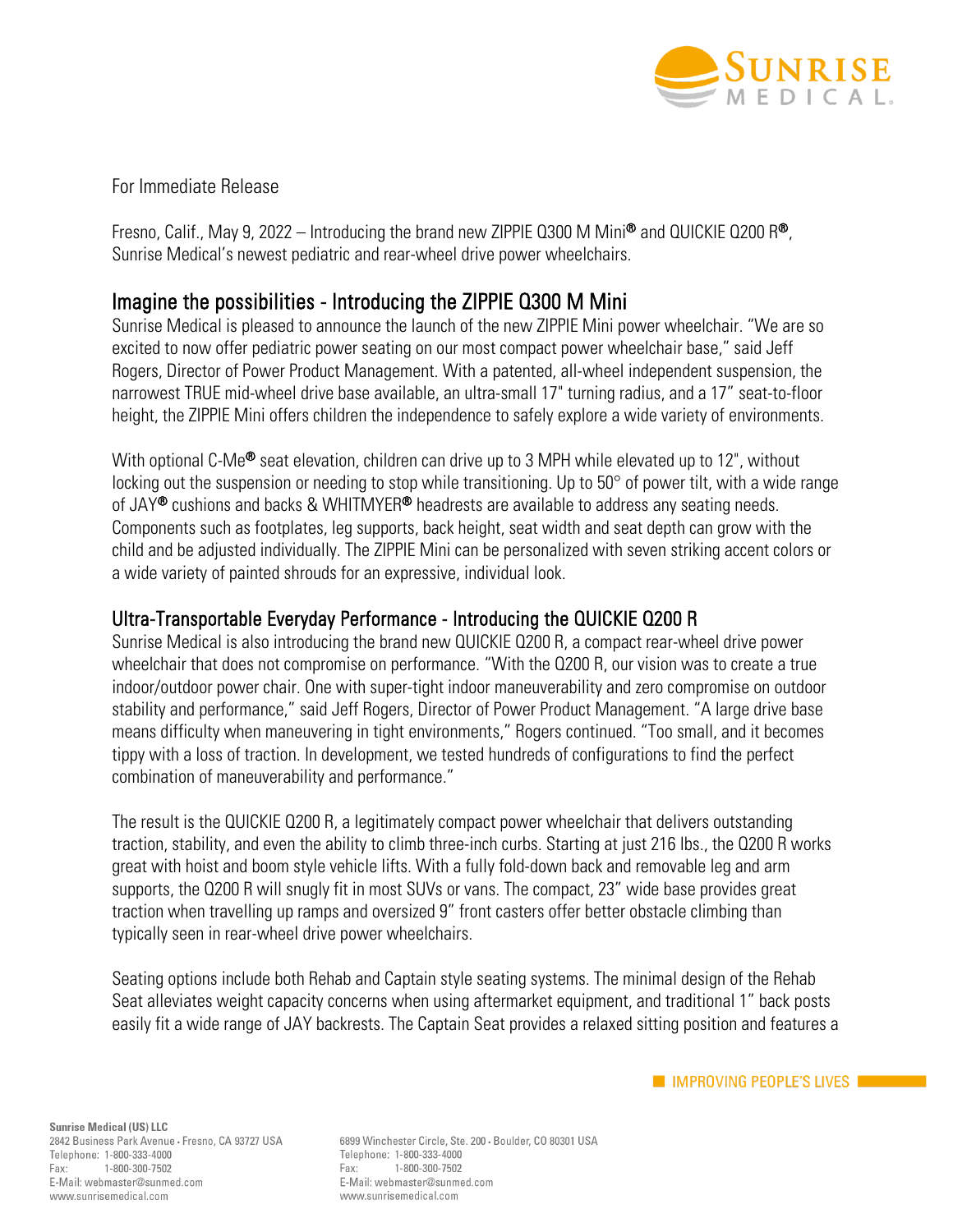For Immediate Release

Fresno, Calif., May 9, 2022 – Introducing the brand new ZIPPIE Q300 M Mini® and QUICKIE Q200 R®, Sunrise Medical's newest pediatric and rear-wheel drive power wheelchairs.

## Imagine the possibilities - Introducing the ZIPPIE Q300 M Mini

Sunrise Medical is pleased to announce the launch of the new ZIPPIE Mini power wheelchair. "We are so excited to now offer pediatric power seating on our most compact power wheelchair base," said Jeff Rogers, Director of Power Product Management. With a patented, all-wheel independent suspension, the narrowest TRUE mid-wheel drive base available, an ultra-small 17" turning radius, and a 17" seat-to-floor height, the ZIPPIE Mini offers children the independence to safely explore a wide variety of environments.

With optional C-Me® seat elevation, children can drive up to 3 MPH while elevated up to 12", without locking out the suspension or needing to stop while transitioning. Up to 50° of power tilt, with a wide range of JAY® cushions and backs & WHITMYER® headrests are available to address any seating needs. Components such as footplates, leg supports, back height, seat width and seat depth can grow with the child and be adjusted individually. The ZIPPIE Mini can be personalized with seven striking accent colors or a wide variety of painted shrouds for an expressive, individual look.

## Ultra-Transportable Everyday Performance - Introducing the QUICKIE Q200 R

Sunrise Medical is also introducing the brand new QUICKIE Q200 R, a compact rear-wheel drive power wheelchair that does not compromise on performance. "With the Q200 R, our vision was to create a true indoor/outdoor power chair. One with super-tight indoor maneuverability and zero compromise on outdoor stability and performance," said Jeff Rogers, Director of Power Product Management. "A large drive base means difficulty when maneuvering in tight environments," Rogers continued. "Too small, and it becomes tippy with a loss of traction. In development, we tested hundreds of configurations to find the perfect combination of maneuverability and performance."

The result is the QUICKIE Q200 R, a legitimately compact power wheelchair that delivers outstanding traction, stability, and even the ability to climb three-inch curbs. Starting at just 216 lbs., the Q200 R works great with hoist and boom style vehicle lifts. With a fully fold-down back and removable leg and arm supports, the Q200 R will snugly fit in most SUVs or vans. The compact, 23" wide base provides great traction when travelling up ramps and oversized 9" front casters offer better obstacle climbing than typically seen in rear-wheel drive power wheelchairs.

Seating options include both Rehab and Captain style seating systems. The minimal design of the Rehab Seat alleviates weight capacity concerns when using aftermarket equipment, and traditional 1" back posts easily fit a wide range of JAY backrests. The Captain Seat provides a relaxed sitting position and features a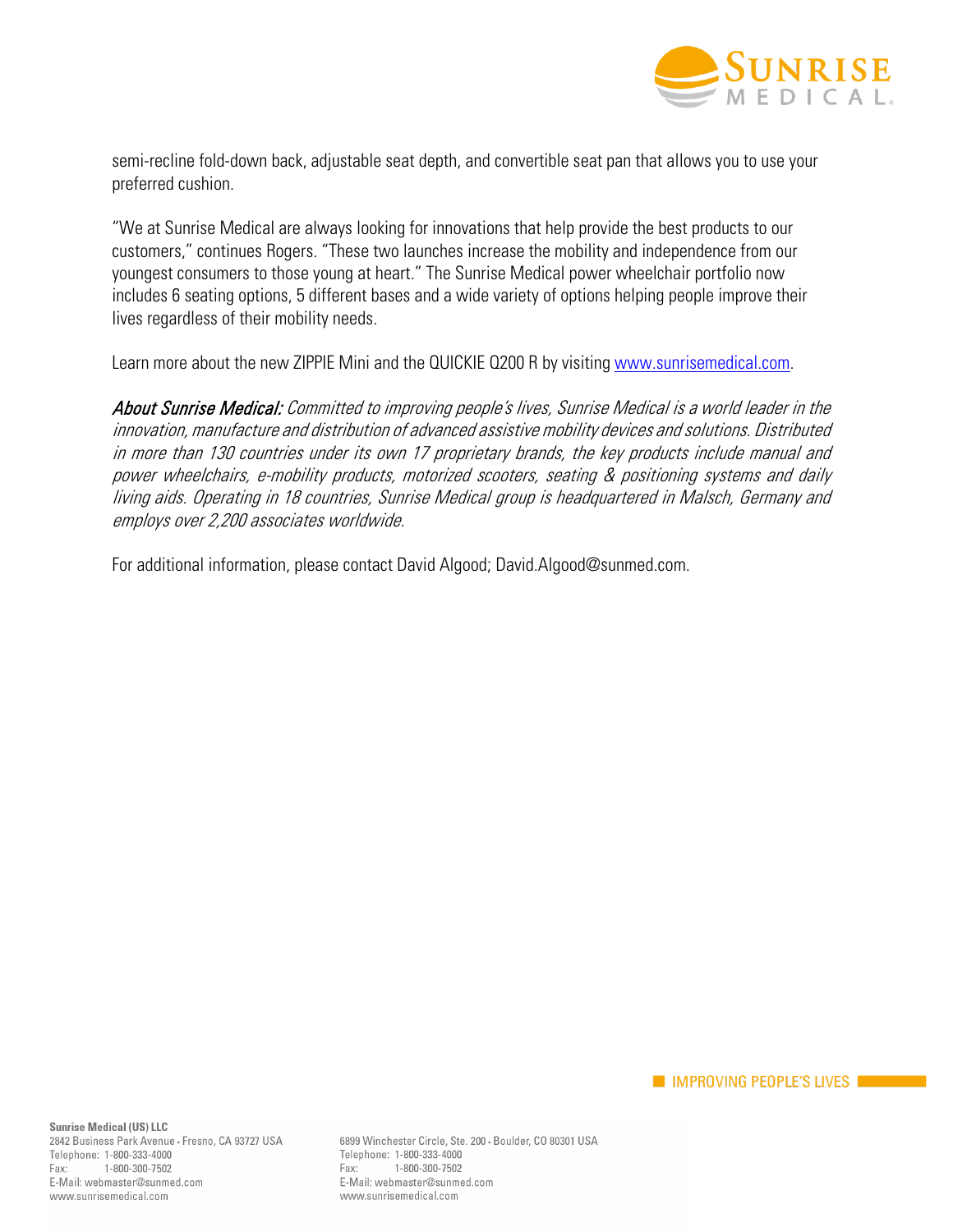semi-recline fold-down back, adjustable seat depth, and convertible seat pan that allows you to use your preferred cushion.

"We at Sunrise Medical are always looking for innovations that help provide the best products to our customers," continues Rogers. "These two launches increase the mobility and independence from our youngest consumers to those young at heart." The Sunrise Medical power wheelchair portfolio now includes 6 seating options, 5 different bases and a wide variety of options helping people improve their lives regardless of their mobility needs.

Learn more about the new ZIPPIE Mini and the QUICKIE Q200 R by visiting [www.sunrisemedical.com](http://www.sunrisemedical.com).

***About Sunrise Medical:*** *Committed to improving people's lives, Sunrise Medical is a world leader in the innovation, manufacture and distribution of advanced assistive mobility devices and solutions. Distributed in more than 130 countries under its own 17 proprietary brands, the key products include manual and power wheelchairs, e-mobility products, motorized scooters, seating & positioning systems and daily living aids. Operating in 18 countries, Sunrise Medical group is headquartered in Malsch, Germany and employs over 2,200 associates worldwide.*

For additional information, please contact David Algood; David.Algood@sunmed.com.

IMPROVING PEOPLE'S LIVES

**Sunrise Medical (US) LLC**
2842 Business Park Avenue • Fresno, CA 93727 USA
Telephone: 1-800-333-4000
Fax: 1-800-300-7502
E-Mail: webmaster@sunmed.com
www.sunrisemedical.com

6899 Winchester Circle, Ste. 200 • Boulder, CO 80301 USA
Telephone: 1-800-333-4000
Fax: 1-800-300-7502
E-Mail: webmaster@sunmed.com
www.sunrisemedical.com